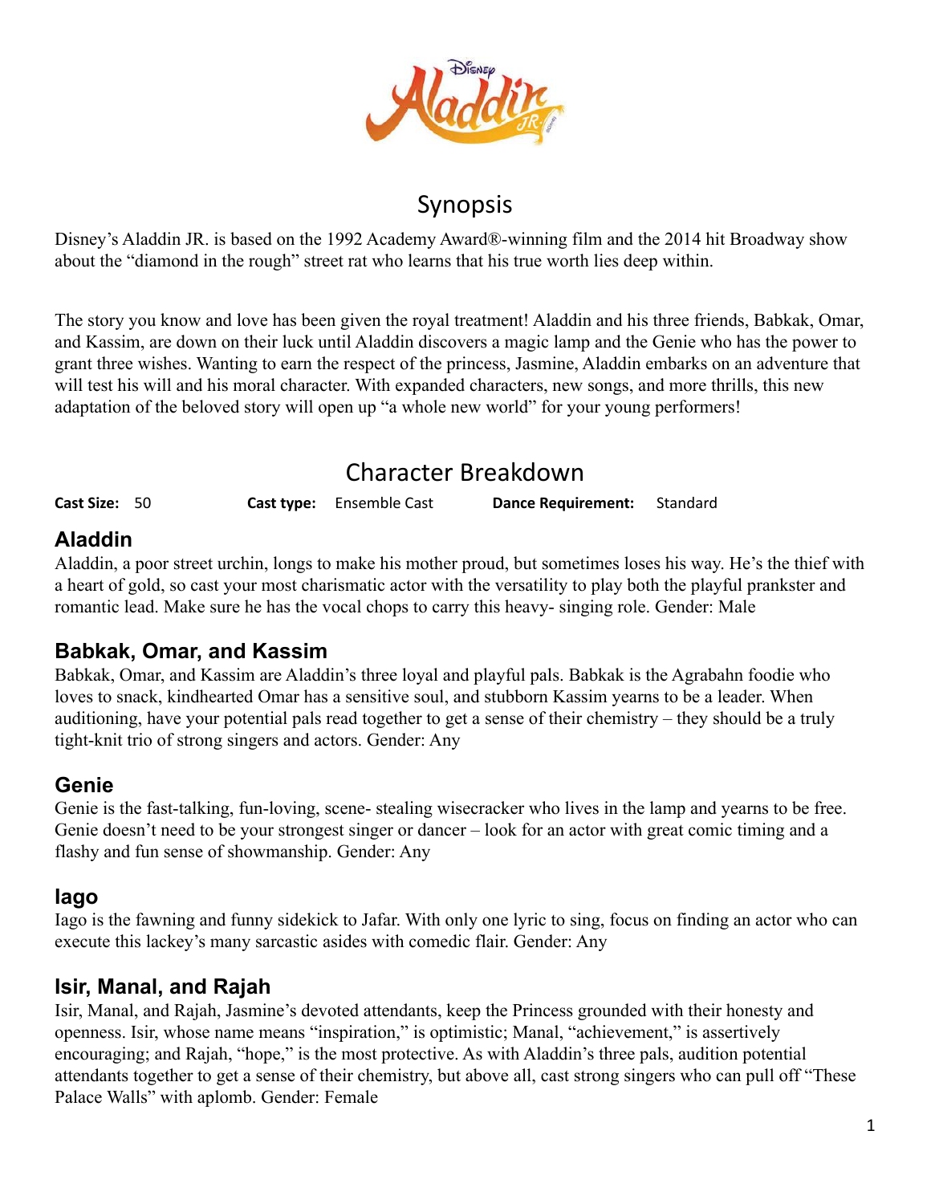# Synopsis

Disney's Aladdin JR. is based on the 1992 Academy Award®-winning film and the 2014 hit Broadway show about the "diamond in the rough" street rat who learns that his true worth lies deep within.

The story you know and love has been given the royal treatment! Aladdin and his three friends, Babkak, Omar, and Kassim, are down on their luck until Aladdin discovers a magic lamp and the Genie who has the power to grant three wishes. Wanting to earn the respect of the princess, Jasmine, Aladdin embarks on an adventure that will test his will and his moral character. With expanded characters, new songs, and more thrills, this new adaptation of the beloved story will open up "a whole new world" for your young performers!

# Character Breakdown

**Cast Size:** 50 **Cast type:** Ensemble Cast **Dance Requirement:** Standard

## Aladdin

Aladdin, a poor street urchin, longs to make his mother proud, but sometimes loses his way. He's the thief with a heart of gold, so cast your most charismatic actor with the versatility to play both the playful prankster and romantic lead. Make sure he has the vocal chops to carry this heavy- singing role. Gender: Male

## Babkak, Omar, and Kassim

Babkak, Omar, and Kassim are Aladdin's three loyal and playful pals. Babkak is the Agrabahn foodie who loves to snack, kindhearted Omar has a sensitive soul, and stubborn Kassim yearns to be a leader. When auditioning, have your potential pals read together to get a sense of their chemistry – they should be a truly tight-knit trio of strong singers and actors. Gender: Any

## Genie

Genie is the fast-talking, fun-loving, scene- stealing wisecracker who lives in the lamp and yearns to be free. Genie doesn't need to be your strongest singer or dancer – look for an actor with great comic timing and a flashy and fun sense of showmanship. Gender: Any

## Iago

Iago is the fawning and funny sidekick to Jafar. With only one lyric to sing, focus on finding an actor who can execute this lackey's many sarcastic asides with comedic flair. Gender: Any

## Isir, Manal, and Rajah

Isir, Manal, and Rajah, Jasmine's devoted attendants, keep the Princess grounded with their honesty and openness. Isir, whose name means "inspiration," is optimistic; Manal, "achievement," is assertively encouraging; and Rajah, "hope," is the most protective. As with Aladdin's three pals, audition potential attendants together to get a sense of their chemistry, but above all, cast strong singers who can pull off "These Palace Walls" with aplomb. Gender: Female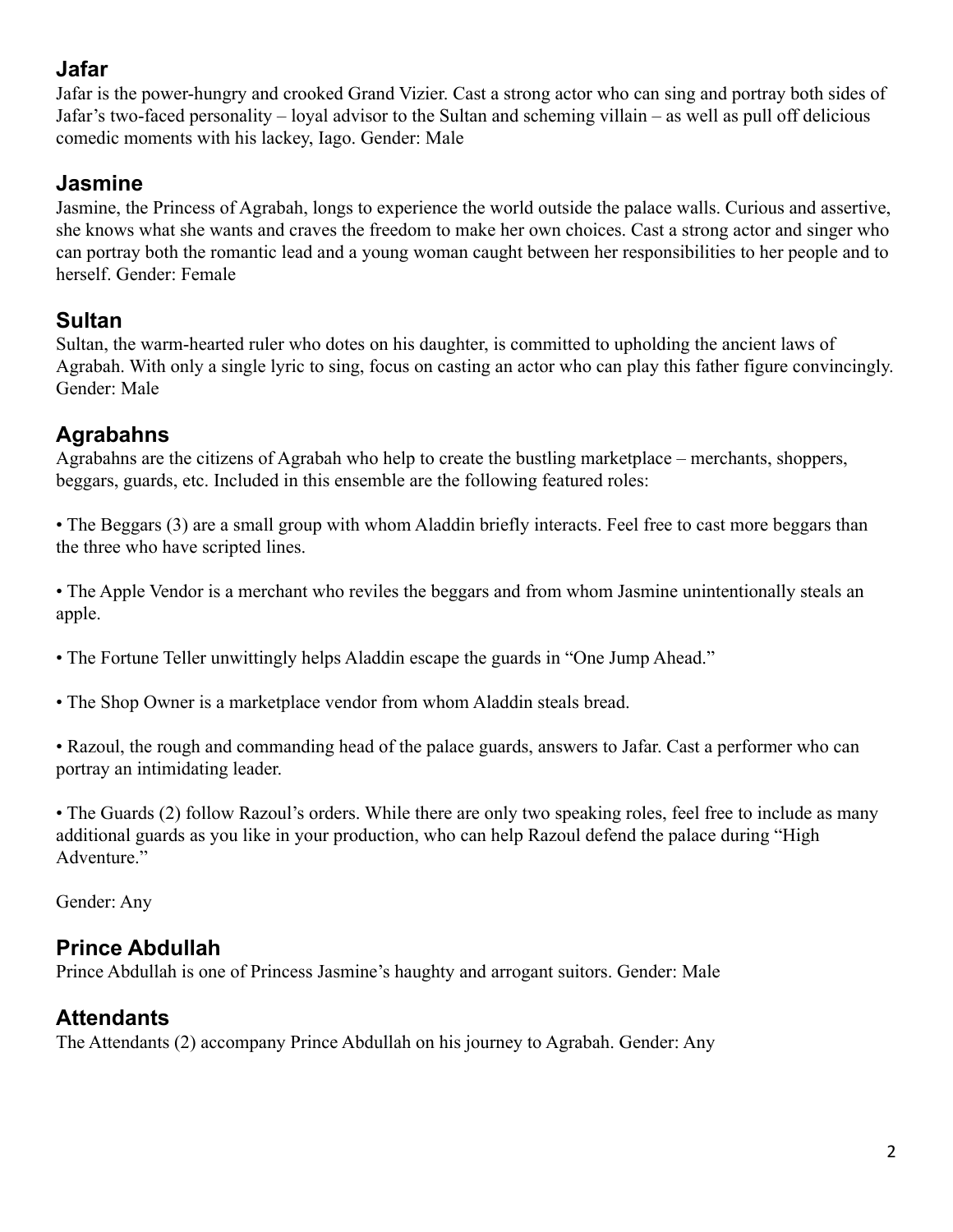## Jafar

Jafar is the power-hungry and crooked Grand Vizier. Cast a strong actor who can sing and portray both sides of Jafar's two-faced personality – loyal advisor to the Sultan and scheming villain – as well as pull off delicious comedic moments with his lackey, Iago. Gender: Male

## Jasmine

Jasmine, the Princess of Agrabah, longs to experience the world outside the palace walls. Curious and assertive, she knows what she wants and craves the freedom to make her own choices. Cast a strong actor and singer who can portray both the romantic lead and a young woman caught between her responsibilities to her people and to herself. Gender: Female

## Sultan

Sultan, the warm-hearted ruler who dotes on his daughter, is committed to upholding the ancient laws of Agrabah. With only a single lyric to sing, focus on casting an actor who can play this father figure convincingly. Gender: Male

## Agrabahns

Agrabahns are the citizens of Agrabah who help to create the bustling marketplace – merchants, shoppers, beggars, guards, etc. Included in this ensemble are the following featured roles:

- The Beggars (3) are a small group with whom Aladdin briefly interacts. Feel free to cast more beggars than the three who have scripted lines.

- The Apple Vendor is a merchant who reviles the beggars and from whom Jasmine unintentionally steals an apple.

- The Fortune Teller unwittingly helps Aladdin escape the guards in "One Jump Ahead."

- The Shop Owner is a marketplace vendor from whom Aladdin steals bread.

- Razoul, the rough and commanding head of the palace guards, answers to Jafar. Cast a performer who can portray an intimidating leader.

- The Guards (2) follow Razoul's orders. While there are only two speaking roles, feel free to include as many additional guards as you like in your production, who can help Razoul defend the palace during "High Adventure."

Gender: Any

## Prince Abdullah

Prince Abdullah is one of Princess Jasmine's haughty and arrogant suitors. Gender: Male

## Attendants

The Attendants (2) accompany Prince Abdullah on his journey to Agrabah. Gender: Any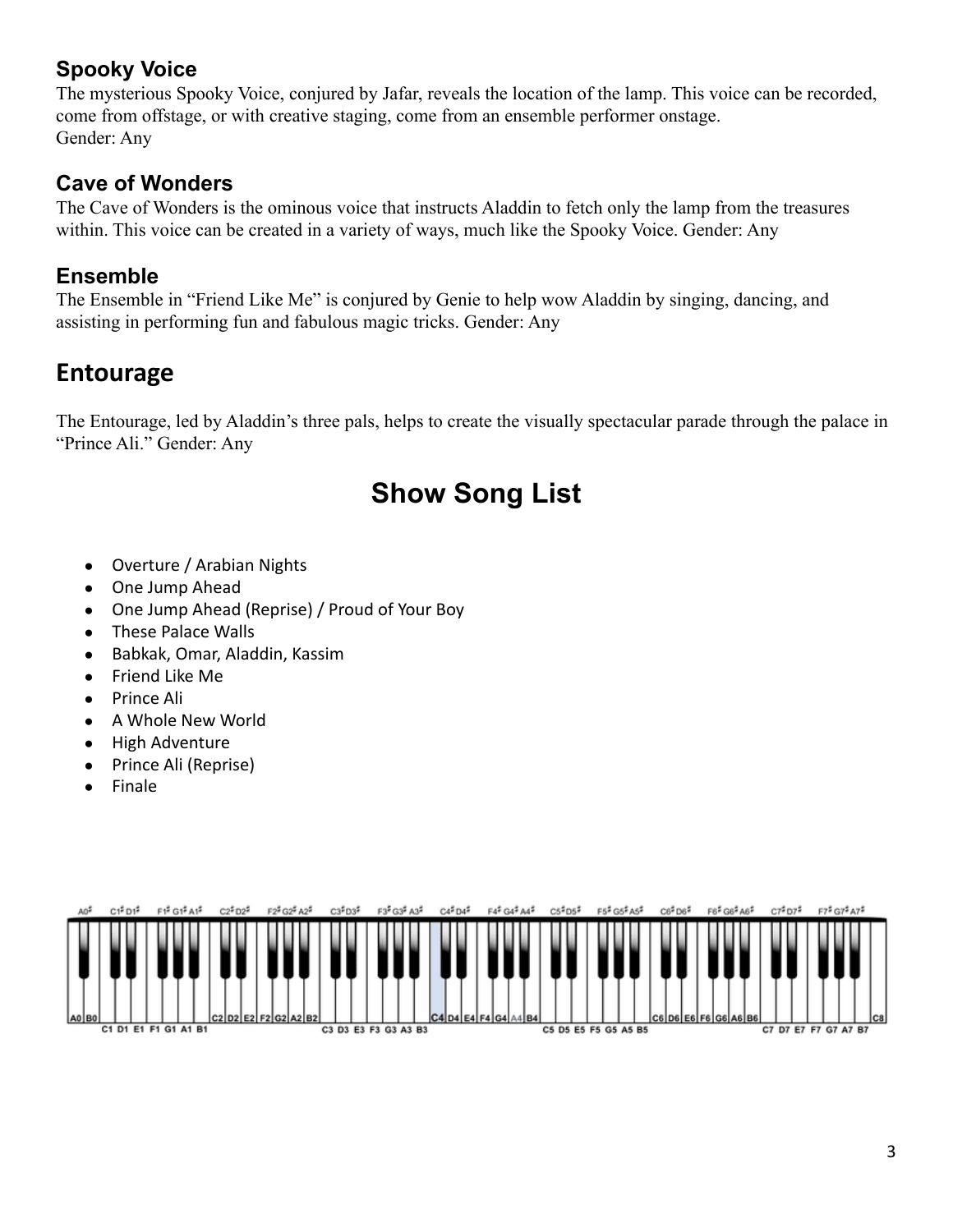### Spooky Voice

The mysterious Spooky Voice, conjured by Jafar, reveals the location of the lamp. This voice can be recorded, come from offstage, or with creative staging, come from an ensemble performer onstage.
Gender: Any

### Cave of Wonders

The Cave of Wonders is the ominous voice that instructs Aladdin to fetch only the lamp from the treasures within. This voice can be created in a variety of ways, much like the Spooky Voice. Gender: Any

### Ensemble

The Ensemble in "Friend Like Me" is conjured by Genie to help wow Aladdin by singing, dancing, and assisting in performing fun and fabulous magic tricks. Gender: Any

## Entourage

The Entourage, led by Aladdin's three pals, helps to create the visually spectacular parade through the palace in "Prince Ali." Gender: Any

# Show Song List

- Overture / Arabian Nights
- One Jump Ahead
- One Jump Ahead (Reprise) / Proud of Your Boy
- These Palace Walls
- Babkak, Omar, Aladdin, Kassim
- Friend Like Me
- Prince Ali
- A Whole New World
- High Adventure
- Prince Ali (Reprise)
- Finale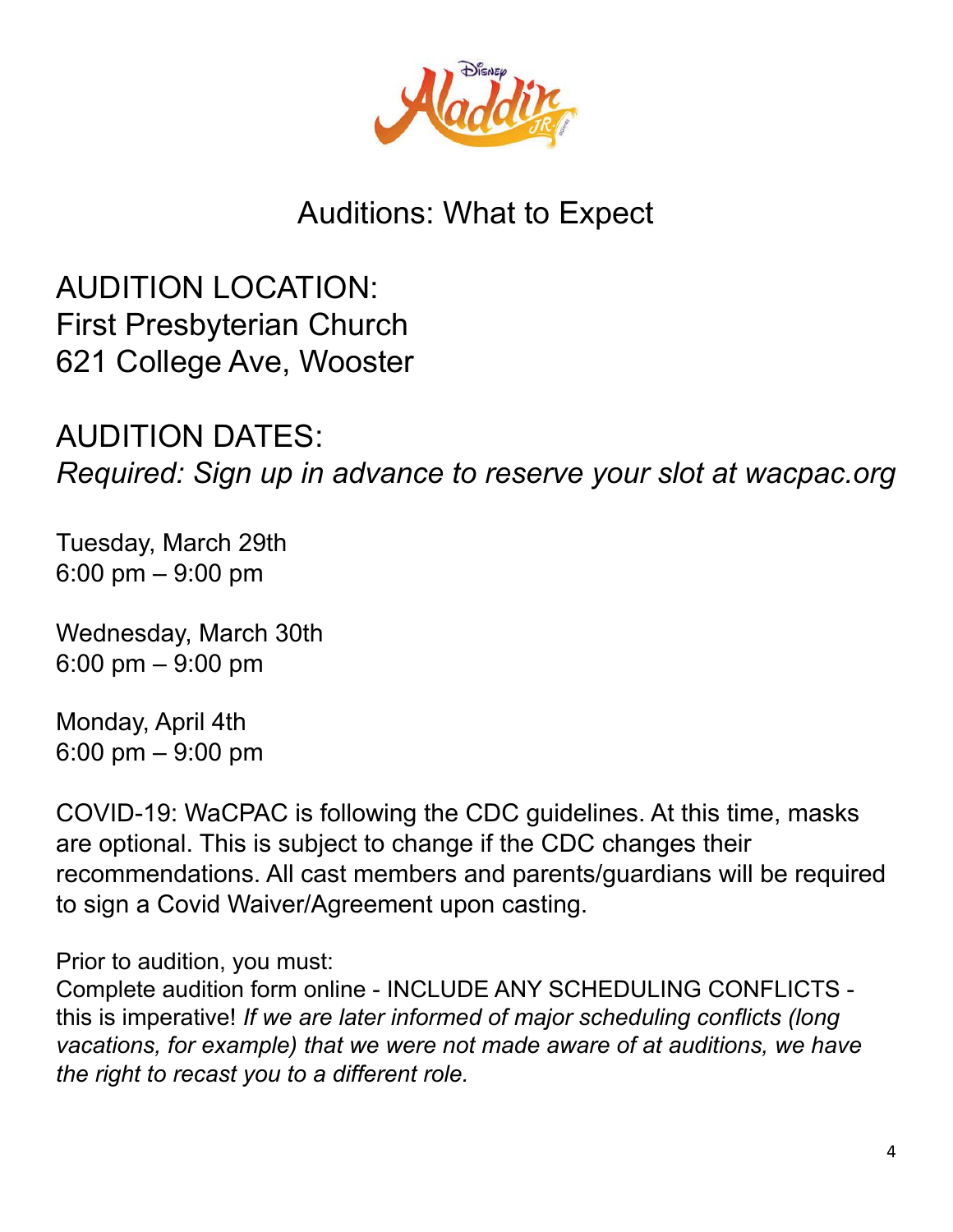# Auditions: What to Expect

## AUDITION LOCATION:
## First Presbyterian Church
## 621 College Ave, Wooster

## AUDITION DATES:
*Required: Sign up in advance to reserve your slot at wacpac.org*

Tuesday, March 29th
6:00 pm – 9:00 pm

Wednesday, March 30th
6:00 pm – 9:00 pm

Monday, April 4th
6:00 pm – 9:00 pm

COVID-19: WaCPAC is following the CDC guidelines. At this time, masks are optional. This is subject to change if the CDC changes their recommendations. All cast members and parents/guardians will be required to sign a Covid Waiver/Agreement upon casting.

Prior to audition, you must:
Complete audition form online - INCLUDE ANY SCHEDULING CONFLICTS - this is imperative! *If we are later informed of major scheduling conflicts (long vacations, for example) that we were not made aware of at auditions, we have the right to recast you to a different role.*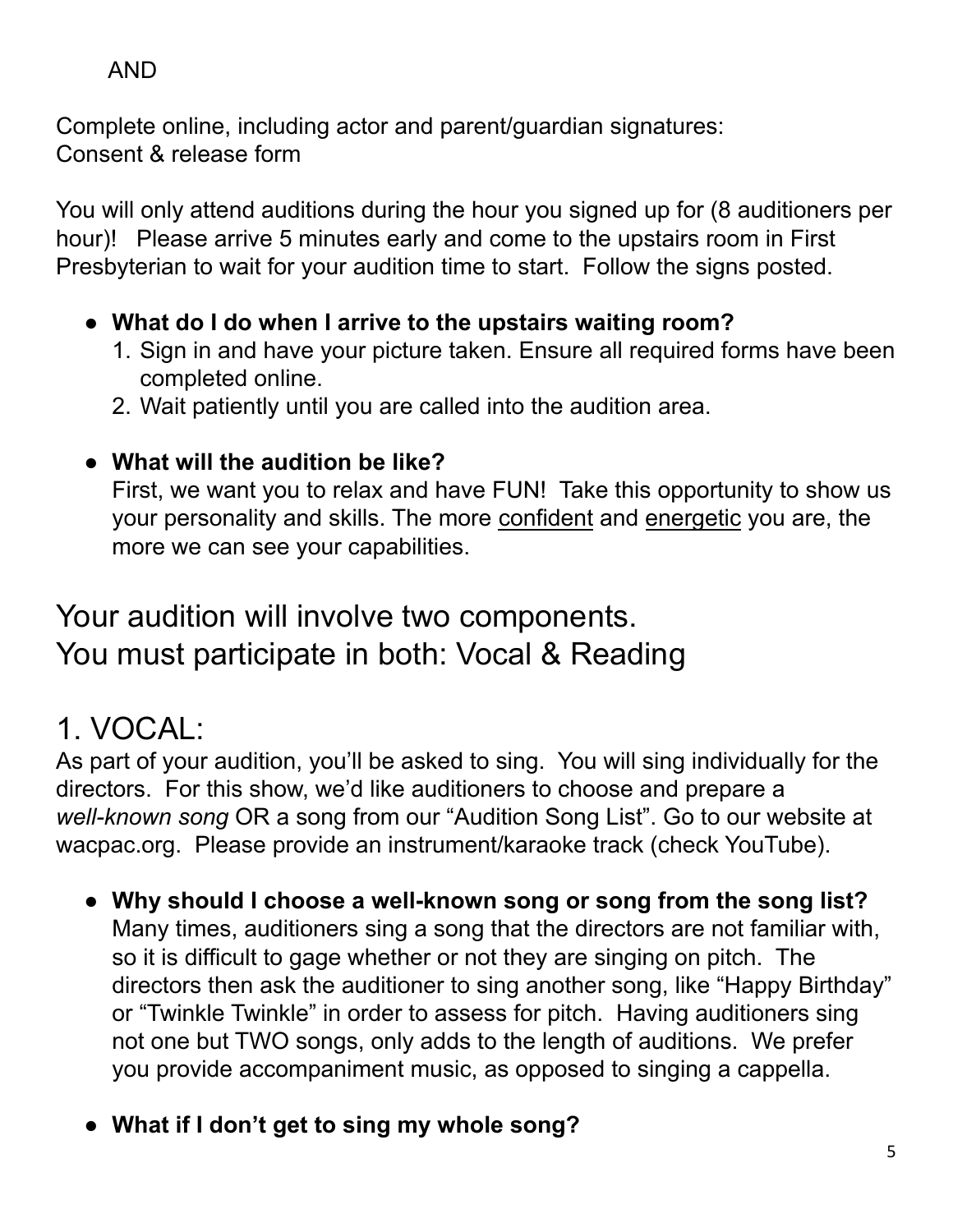AND

Complete online, including actor and parent/guardian signatures:
Consent & release form

You will only attend auditions during the hour you signed up for (8 auditioners per hour)! Please arrive 5 minutes early and come to the upstairs room in First Presbyterian to wait for your audition time to start. Follow the signs posted.

- **What do I do when I arrive to the upstairs waiting room?**
  1. Sign in and have your picture taken. Ensure all required forms have been completed online.
  2. Wait patiently until you are called into the audition area.

- **What will the audition be like?**
  First, we want you to relax and have FUN! Take this opportunity to show us your personality and skills. The more <u>confident</u> and <u>energetic</u> you are, the more we can see your capabilities.

# Your audition will involve two components. You must participate in both: Vocal & Reading

# 1. VOCAL:

As part of your audition, you'll be asked to sing. You will sing individually for the directors. For this show, we'd like auditioners to choose and prepare a *well-known song* OR a song from our "Audition Song List". Go to our website at wacpac.org. Please provide an instrument/karaoke track (check YouTube).

- **Why should I choose a well-known song or song from the song list?**
  Many times, auditioners sing a song that the directors are not familiar with, so it is difficult to gage whether or not they are singing on pitch. The directors then ask the auditioner to sing another song, like "Happy Birthday" or "Twinkle Twinkle" in order to assess for pitch. Having auditioners sing not one but TWO songs, only adds to the length of auditions. We prefer you provide accompaniment music, as opposed to singing a cappella.

- **What if I don't get to sing my whole song?**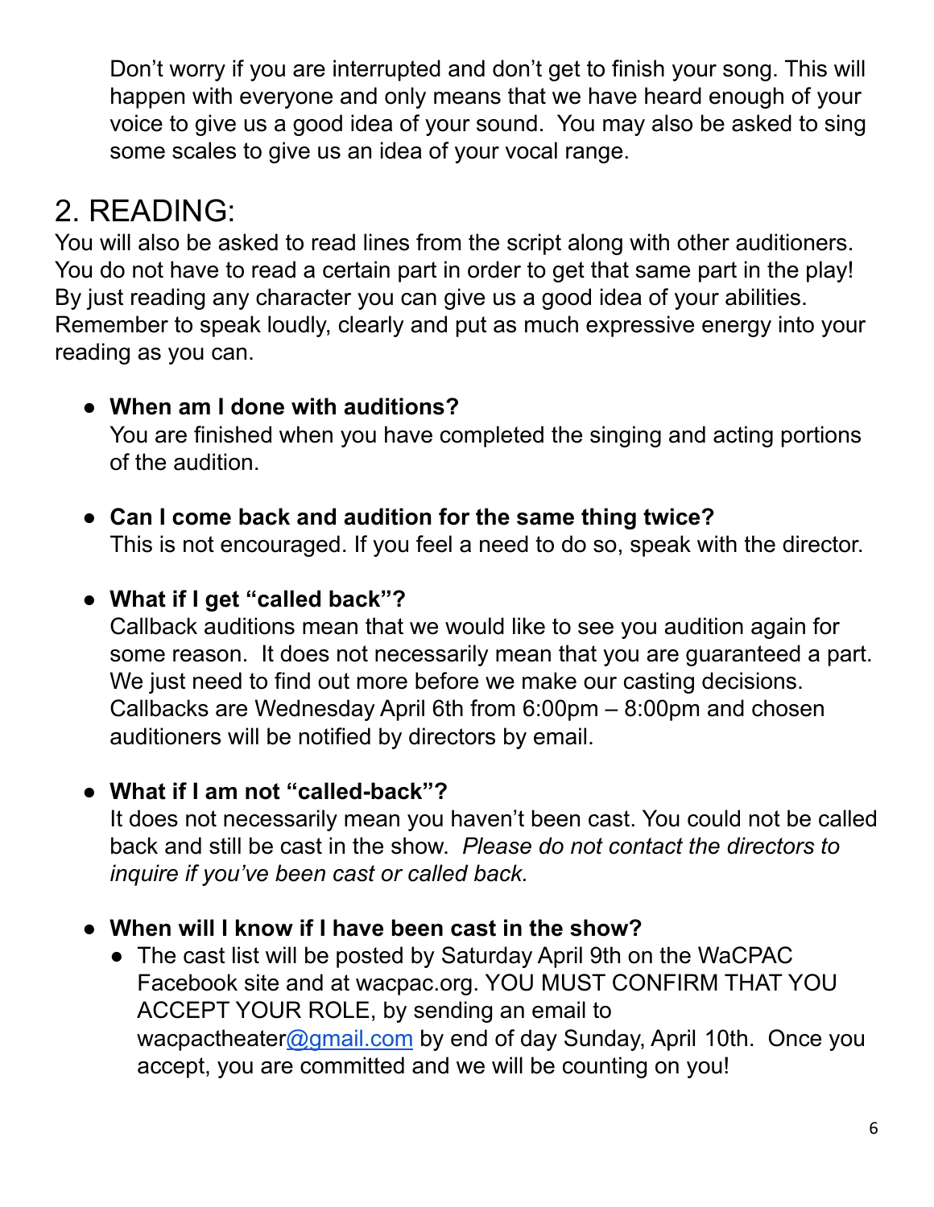Don't worry if you are interrupted and don't get to finish your song. This will happen with everyone and only means that we have heard enough of your voice to give us a good idea of your sound. You may also be asked to sing some scales to give us an idea of your vocal range.

## 2. READING:

You will also be asked to read lines from the script along with other auditioners. You do not have to read a certain part in order to get that same part in the play! By just reading any character you can give us a good idea of your abilities. Remember to speak loudly, clearly and put as much expressive energy into your reading as you can.

- **When am I done with auditions?**
  You are finished when you have completed the singing and acting portions of the audition.

- **Can I come back and audition for the same thing twice?**
  This is not encouraged. If you feel a need to do so, speak with the director.

- **What if I get "called back"?**
  Callback auditions mean that we would like to see you audition again for some reason. It does not necessarily mean that you are guaranteed a part. We just need to find out more before we make our casting decisions. Callbacks are Wednesday April 6th from 6:00pm – 8:00pm and chosen auditioners will be notified by directors by email.

- **What if I am not "called-back"?**
  It does not necessarily mean you haven't been cast. You could not be called back and still be cast in the show. *Please do not contact the directors to inquire if you've been cast or called back.*

- **When will I know if I have been cast in the show?**
  - The cast list will be posted by Saturday April 9th on the WaCPAC Facebook site and at wacpac.org. YOU MUST CONFIRM THAT YOU ACCEPT YOUR ROLE, by sending an email to wacpactheater@gmail.com by end of day Sunday, April 10th. Once you accept, you are committed and we will be counting on you!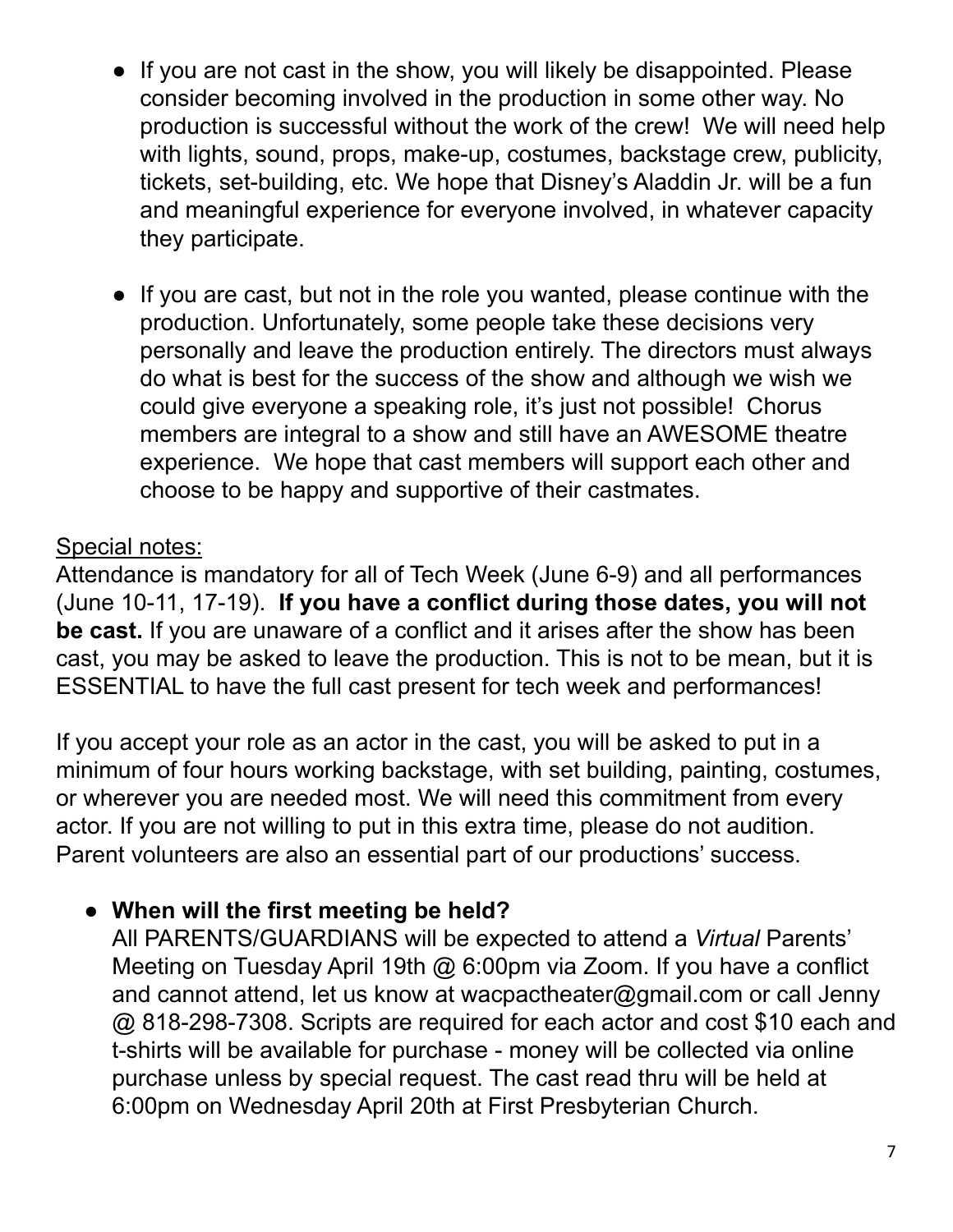- If you are not cast in the show, you will likely be disappointed. Please consider becoming involved in the production in some other way. No production is successful without the work of the crew! We will need help with lights, sound, props, make-up, costumes, backstage crew, publicity, tickets, set-building, etc. We hope that Disney's Aladdin Jr. will be a fun and meaningful experience for everyone involved, in whatever capacity they participate.

- If you are cast, but not in the role you wanted, please continue with the production. Unfortunately, some people take these decisions very personally and leave the production entirely. The directors must always do what is best for the success of the show and although we wish we could give everyone a speaking role, it's just not possible! Chorus members are integral to a show and still have an AWESOME theatre experience. We hope that cast members will support each other and choose to be happy and supportive of their castmates.

<u>Special notes:</u>

Attendance is mandatory for all of Tech Week (June 6-9) and all performances (June 10-11, 17-19). **If you have a conflict during those dates, you will not be cast.** If you are unaware of a conflict and it arises after the show has been cast, you may be asked to leave the production. This is not to be mean, but it is ESSENTIAL to have the full cast present for tech week and performances!

If you accept your role as an actor in the cast, you will be asked to put in a minimum of four hours working backstage, with set building, painting, costumes, or wherever you are needed most. We will need this commitment from every actor. If you are not willing to put in this extra time, please do not audition. Parent volunteers are also an essential part of our productions' success.

- **When will the first meeting be held?**
  All PARENTS/GUARDIANS will be expected to attend a *Virtual* Parents' Meeting on Tuesday April 19th @ 6:00pm via Zoom. If you have a conflict and cannot attend, let us know at wacpactheater@gmail.com or call Jenny @ 818-298-7308. Scripts are required for each actor and cost $10 each and t-shirts will be available for purchase - money will be collected via online purchase unless by special request. The cast read thru will be held at 6:00pm on Wednesday April 20th at First Presbyterian Church.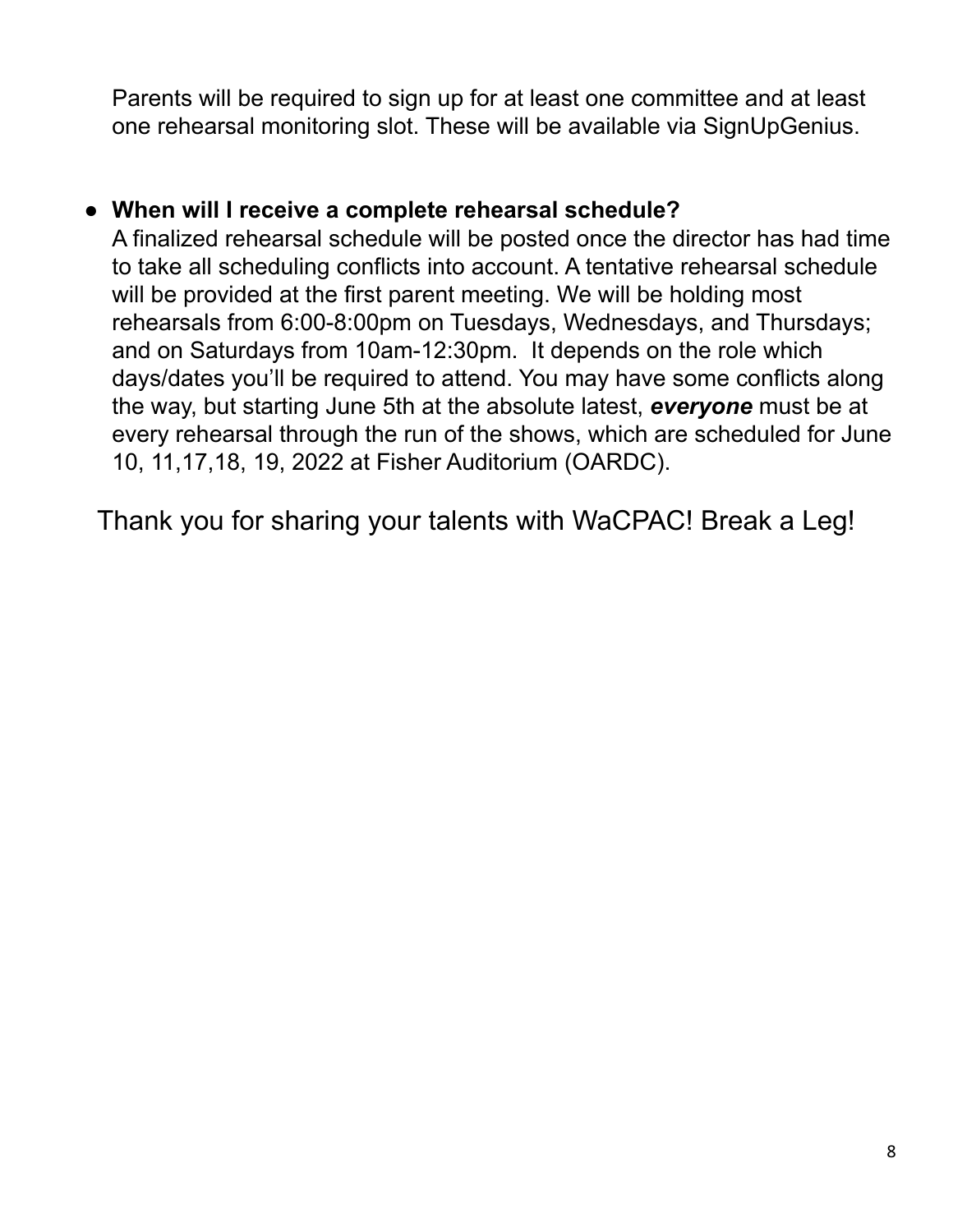Parents will be required to sign up for at least one committee and at least one rehearsal monitoring slot. These will be available via SignUpGenius.

- **When will I receive a complete rehearsal schedule?**
  A finalized rehearsal schedule will be posted once the director has had time to take all scheduling conflicts into account. A tentative rehearsal schedule will be provided at the first parent meeting. We will be holding most rehearsals from 6:00-8:00pm on Tuesdays, Wednesdays, and Thursdays; and on Saturdays from 10am-12:30pm. It depends on the role which days/dates you'll be required to attend. You may have some conflicts along the way, but starting June 5th at the absolute latest, ***everyone*** must be at every rehearsal through the run of the shows, which are scheduled for June 10, 11,17,18, 19, 2022 at Fisher Auditorium (OARDC).

Thank you for sharing your talents with WaCPAC! Break a Leg!